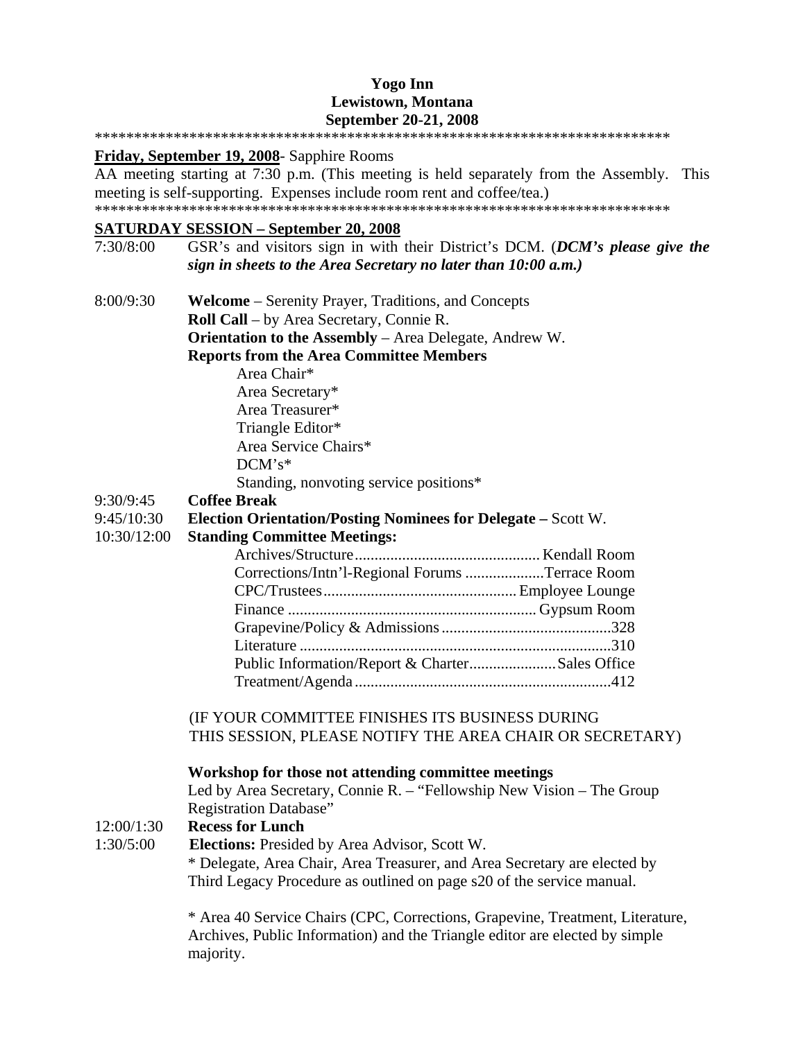**Yogo Inn**
**Lewistown, Montana**
**September 20-21, 2008**

****************************************************************************

**Friday, September 19, 2008**- Sapphire Rooms

AA meeting starting at 7:30 p.m. (This meeting is held separately from the Assembly. This meeting is self-supporting. Expenses include room rent and coffee/tea.)

****************************************************************************

## SATURDAY SESSION – September 20, 2008

7:30/8:00 — GSR's and visitors sign in with their District's DCM. (***DCM's please give the sign in sheets to the Area Secretary no later than 10:00 a.m.)***

8:00/9:30 — **Welcome** – Serenity Prayer, Traditions, and Concepts
**Roll Call** – by Area Secretary, Connie R.
**Orientation to the Assembly** – Area Delegate, Andrew W.
**Reports from the Area Committee Members**

- Area Chair*
- Area Secretary*
- Area Treasurer*
- Triangle Editor*
- Area Service Chairs*
- DCM's*
- Standing, nonvoting service positions*

9:30/9:45 — **Coffee Break**

9:45/10:30 — **Election Orientation/Posting Nominees for Delegate –** Scott W.

10:30/12:00 — **Standing Committee Meetings:**

| Committee | Room |
|---|---|
| Archives/Structure | Kendall Room |
| Corrections/Intn'l-Regional Forums | Terrace Room |
| CPC/Trustees | Employee Lounge |
| Finance | Gypsum Room |
| Grapevine/Policy & Admissions | 328 |
| Literature | 310 |
| Public Information/Report & Charter | Sales Office |
| Treatment/Agenda | 412 |

(IF YOUR COMMITTEE FINISHES ITS BUSINESS DURING THIS SESSION, PLEASE NOTIFY THE AREA CHAIR OR SECRETARY)

**Workshop for those not attending committee meetings**
Led by Area Secretary, Connie R. – "Fellowship New Vision – The Group Registration Database"

12:00/1:30 — **Recess for Lunch**

1:30/5:00 — **Elections:** Presided by Area Advisor, Scott W.

* Delegate, Area Chair, Area Treasurer, and Area Secretary are elected by Third Legacy Procedure as outlined on page s20 of the service manual.

* Area 40 Service Chairs (CPC, Corrections, Grapevine, Treatment, Literature, Archives, Public Information) and the Triangle editor are elected by simple majority.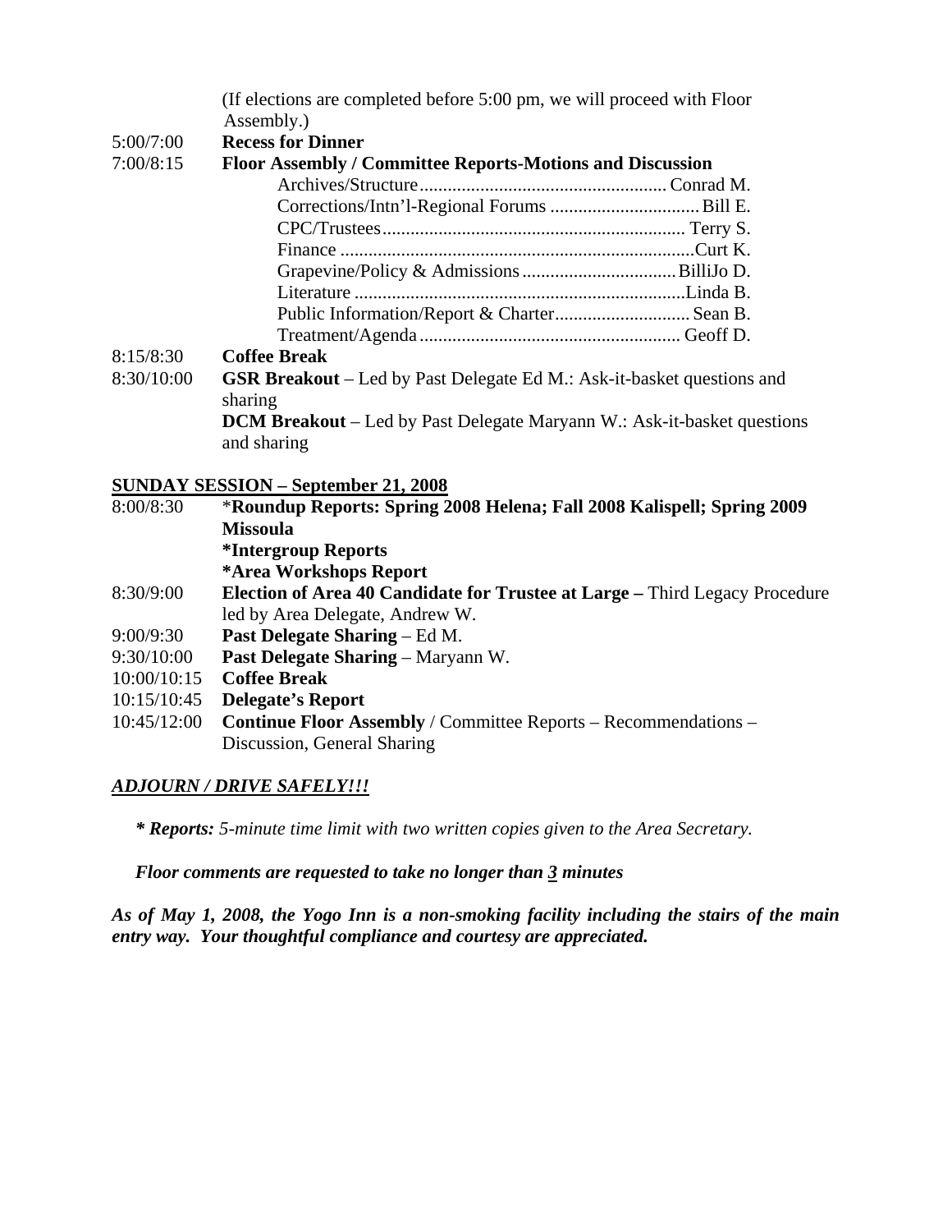(If elections are completed before 5:00 pm, we will proceed with Floor Assembly.)

5:00/7:00 **Recess for Dinner**

7:00/8:15 **Floor Assembly / Committee Reports-Motions and Discussion**

- Archives/Structure .................................................... Conrad M.
- Corrections/Intn'l-Regional Forums ................................ Bill E.
- CPC/Trustees ................................................................. Terry S.
- Finance ..........................................................................Curt K.
- Grapevine/Policy & Admissions .................................BilliJo D.
- Literature ......................................................................Linda B.
- Public Information/Report & Charter............................ Sean B.
- Treatment/Agenda ....................................................... Geoff D.

8:15/8:30 **Coffee Break**

8:30/10:00 **GSR Breakout** – Led by Past Delegate Ed M.: Ask-it-basket questions and sharing

**DCM Breakout** – Led by Past Delegate Maryann W.: Ask-it-basket questions and sharing

## SUNDAY SESSION – September 21, 2008

8:00/8:30 ***Roundup Reports: Spring 2008 Helena; Fall 2008 Kalispell; Spring 2009 Missoula**

***Intergroup Reports**

***Area Workshops Report**

8:30/9:00 **Election of Area 40 Candidate for Trustee at Large –** Third Legacy Procedure led by Area Delegate, Andrew W.

9:00/9:30 **Past Delegate Sharing** – Ed M.

9:30/10:00 **Past Delegate Sharing** – Maryann W.

10:00/10:15 **Coffee Break**

10:15/10:45 **Delegate's Report**

10:45/12:00 **Continue Floor Assembly** / Committee Reports – Recommendations – Discussion, General Sharing

***ADJOURN / DRIVE SAFELY!!!***

*** Reports:** *5-minute time limit with two written copies given to the Area Secretary.*

***Floor comments are requested to take no longer than 3 minutes***

***As of May 1, 2008, the Yogo Inn is a non-smoking facility including the stairs of the main entry way. Your thoughtful compliance and courtesy are appreciated.***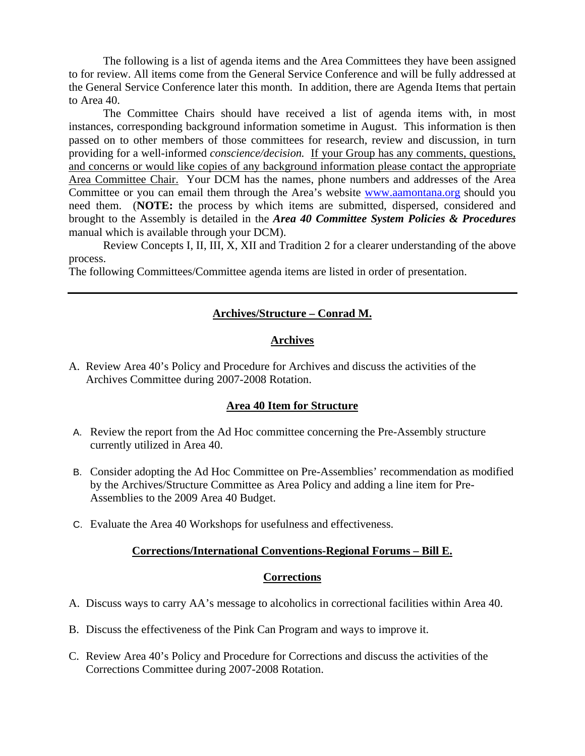The following is a list of agenda items and the Area Committees they have been assigned to for review. All items come from the General Service Conference and will be fully addressed at the General Service Conference later this month. In addition, there are Agenda Items that pertain to Area 40.

The Committee Chairs should have received a list of agenda items with, in most instances, corresponding background information sometime in August. This information is then passed on to other members of those committees for research, review and discussion, in turn providing for a well-informed *conscience/decision.* <u>If your Group has any comments, questions, and concerns or would like copies of any background information please contact the appropriate Area Committee Chair.</u> Your DCM has the names, phone numbers and addresses of the Area Committee or you can email them through the Area's website [www.aamontana.org](http://www.aamontana.org) should you need them. (**NOTE:** the process by which items are submitted, dispersed, considered and brought to the Assembly is detailed in the ***Area 40 Committee System Policies & Procedures*** manual which is available through your DCM).

Review Concepts I, II, III, X, XII and Tradition 2 for a clearer understanding of the above process.

The following Committees/Committee agenda items are listed in order of presentation.

---

## Archives/Structure – Conrad M.

### Archives

A. Review Area 40's Policy and Procedure for Archives and discuss the activities of the Archives Committee during 2007-2008 Rotation.

### Area 40 Item for Structure

A. Review the report from the Ad Hoc committee concerning the Pre-Assembly structure currently utilized in Area 40.

B. Consider adopting the Ad Hoc Committee on Pre-Assemblies' recommendation as modified by the Archives/Structure Committee as Area Policy and adding a line item for Pre-Assemblies to the 2009 Area 40 Budget.

C. Evaluate the Area 40 Workshops for usefulness and effectiveness.

## Corrections/International Conventions-Regional Forums – Bill E.

### Corrections

A. Discuss ways to carry AA's message to alcoholics in correctional facilities within Area 40.

B. Discuss the effectiveness of the Pink Can Program and ways to improve it.

C. Review Area 40's Policy and Procedure for Corrections and discuss the activities of the Corrections Committee during 2007-2008 Rotation.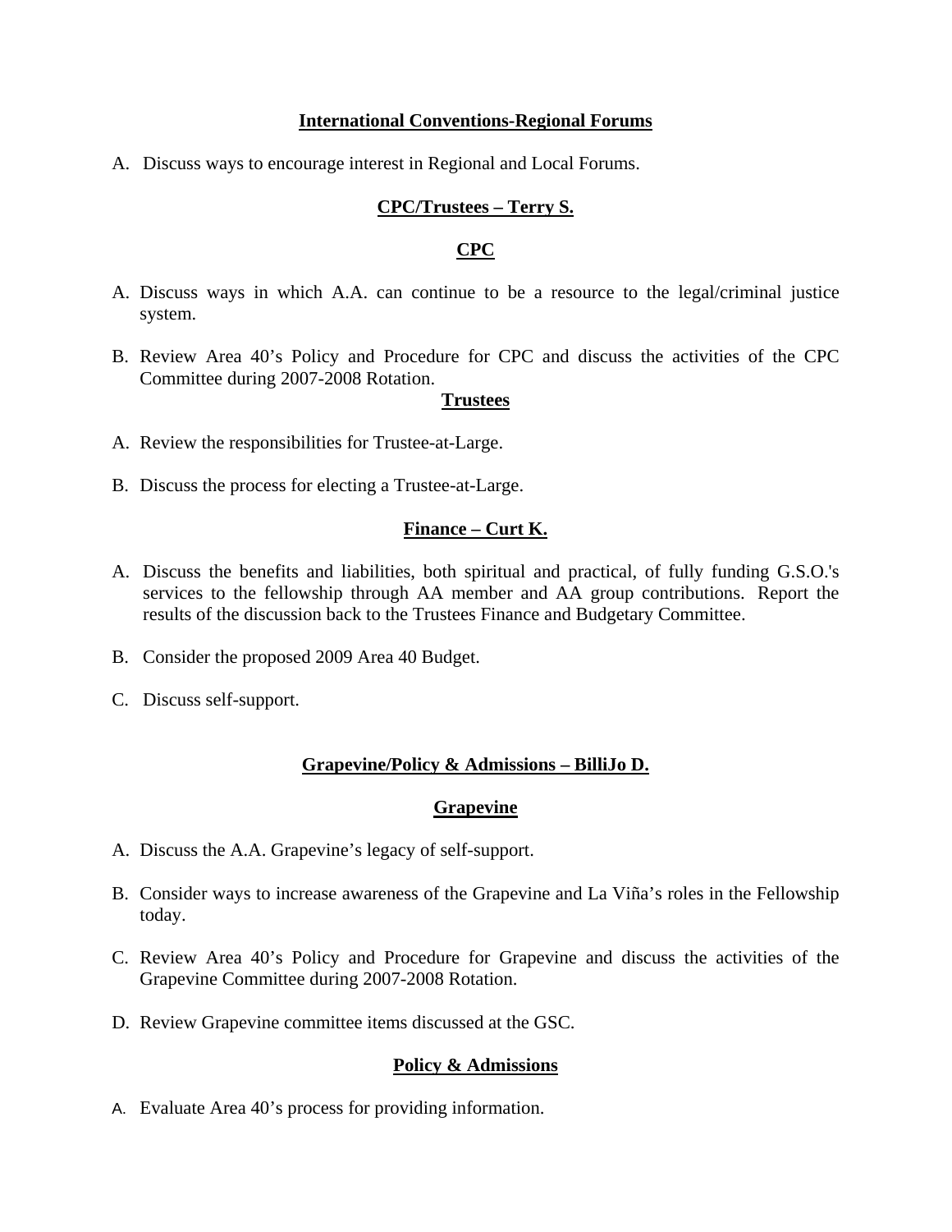## International Conventions-Regional Forums

A. Discuss ways to encourage interest in Regional and Local Forums.

## CPC/Trustees – Terry S.

### CPC

A. Discuss ways in which A.A. can continue to be a resource to the legal/criminal justice system.

B. Review Area 40's Policy and Procedure for CPC and discuss the activities of the CPC Committee during 2007-2008 Rotation.

### Trustees

A. Review the responsibilities for Trustee-at-Large.

B. Discuss the process for electing a Trustee-at-Large.

## Finance – Curt K.

A. Discuss the benefits and liabilities, both spiritual and practical, of fully funding G.S.O.'s services to the fellowship through AA member and AA group contributions. Report the results of the discussion back to the Trustees Finance and Budgetary Committee.

B. Consider the proposed 2009 Area 40 Budget.

C. Discuss self-support.

## Grapevine/Policy & Admissions – BilliJo D.

### Grapevine

A. Discuss the A.A. Grapevine's legacy of self-support.

B. Consider ways to increase awareness of the Grapevine and La Viña's roles in the Fellowship today.

C. Review Area 40's Policy and Procedure for Grapevine and discuss the activities of the Grapevine Committee during 2007-2008 Rotation.

D. Review Grapevine committee items discussed at the GSC.

### Policy & Admissions

A. Evaluate Area 40's process for providing information.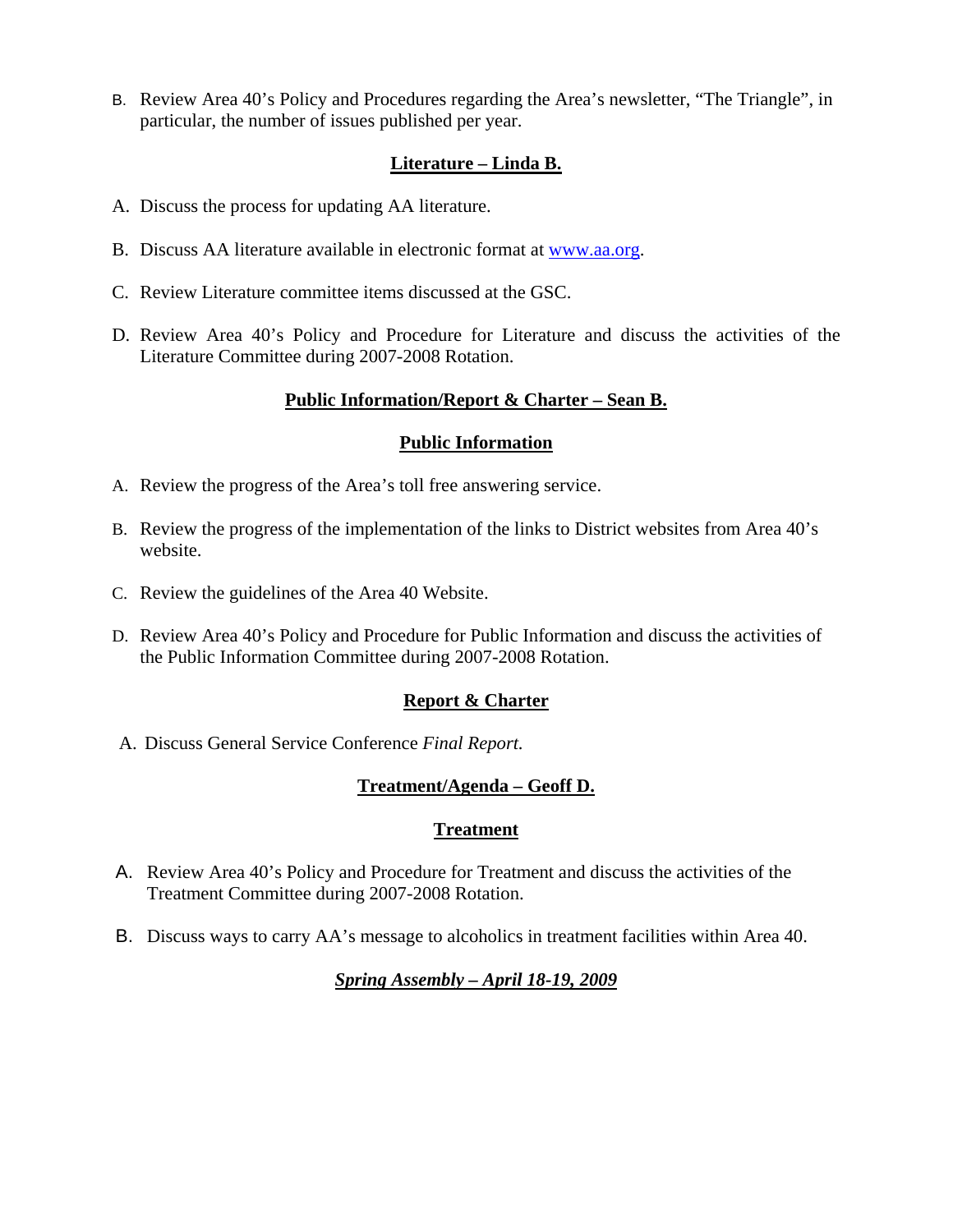B. Review Area 40's Policy and Procedures regarding the Area's newsletter, "The Triangle", in particular, the number of issues published per year.

## **Literature – Linda B.**

A. Discuss the process for updating AA literature.

B. Discuss AA literature available in electronic format at [www.aa.org](http://www.aa.org).

C. Review Literature committee items discussed at the GSC.

D. Review Area 40's Policy and Procedure for Literature and discuss the activities of the Literature Committee during 2007-2008 Rotation.

## **Public Information/Report & Charter – Sean B.**

### **Public Information**

A. Review the progress of the Area's toll free answering service.

B. Review the progress of the implementation of the links to District websites from Area 40's website.

C. Review the guidelines of the Area 40 Website.

D. Review Area 40's Policy and Procedure for Public Information and discuss the activities of the Public Information Committee during 2007-2008 Rotation.

### **Report & Charter**

A. Discuss General Service Conference *Final Report.*

## **Treatment/Agenda – Geoff D.**

### **Treatment**

A. Review Area 40's Policy and Procedure for Treatment and discuss the activities of the Treatment Committee during 2007-2008 Rotation.

B. Discuss ways to carry AA's message to alcoholics in treatment facilities within Area 40.

## ***Spring Assembly – April 18-19, 2009***